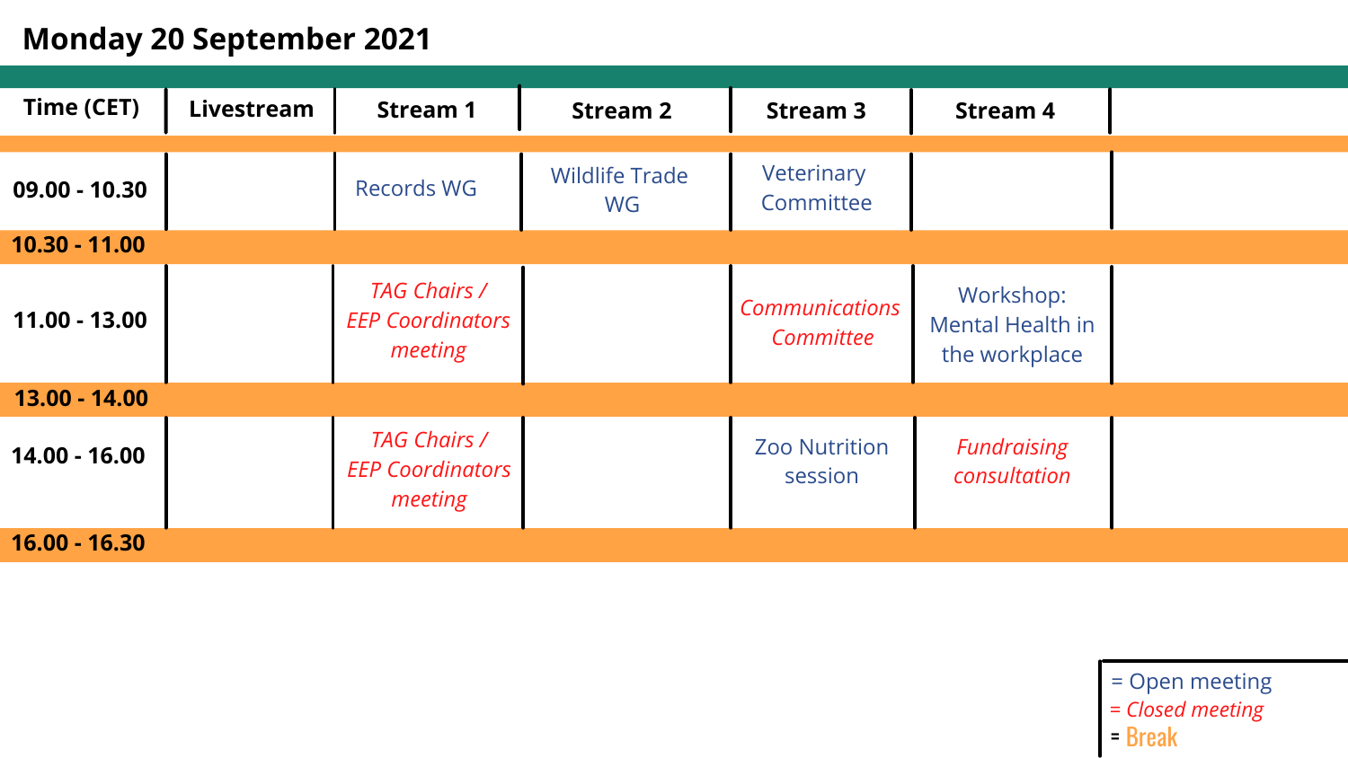# Monday 20 September 2021

| Time (CET) | Livestream | Stream 1 | Stream 2 | Stream 3 | Stream 4 |
|---|---|---|---|---|---|
| 09.00 - 10.30 | | Records WG | Wildlife Trade WG | Veterinary Committee | |
| 10.30 - 11.00 | | | | | |
| 11.00 - 13.00 | | *TAG Chairs / EEP Coordinators meeting* | | *Communications Committee* | Workshop: Mental Health in the workplace |
| 13.00 - 14.00 | | | | | |
| 14.00 - 16.00 | | *TAG Chairs / EEP Coordinators meeting* | | Zoo Nutrition session | *Fundraising consultation* |
| 16.00 - 16.30 | | | | | |

= Open meeting
= *Closed meeting*
= Break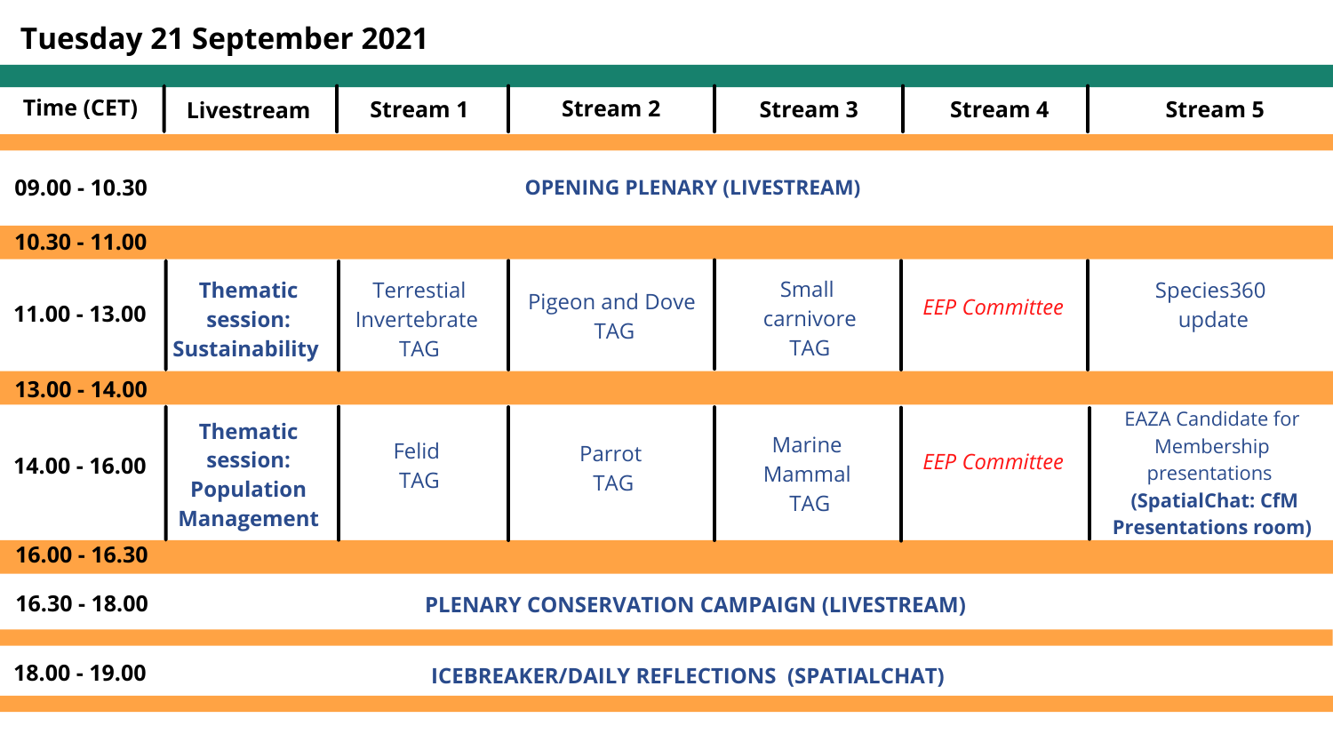# Tuesday 21 September 2021

| Time (CET) | Livestream | Stream 1 | Stream 2 | Stream 3 | Stream 4 | Stream 5 |
|---|---|---|---|---|---|---|
| 09.00 - 10.30 | **OPENING PLENARY (LIVESTREAM)** | | | | | |
| 10.30 - 11.00 | | | | | | |
| 11.00 - 13.00 | **Thematic session: Sustainability** | Terrestial Invertebrate TAG | Pigeon and Dove TAG | Small carnivore TAG | *EEP Committee* | Species360 update |
| 13.00 - 14.00 | | | | | | |
| 14.00 - 16.00 | **Thematic session: Population Management** | Felid TAG | Parrot TAG | Marine Mammal TAG | *EEP Committee* | EAZA Candidate for Membership presentations **(SpatialChat: CfM Presentations room)** |
| 16.00 - 16.30 | | | | | | |
| 16.30 - 18.00 | **PLENARY CONSERVATION CAMPAIGN (LIVESTREAM)** | | | | | |
| 18.00 - 19.00 | **ICEBREAKER/DAILY REFLECTIONS (SPATIALCHAT)** | | | | | |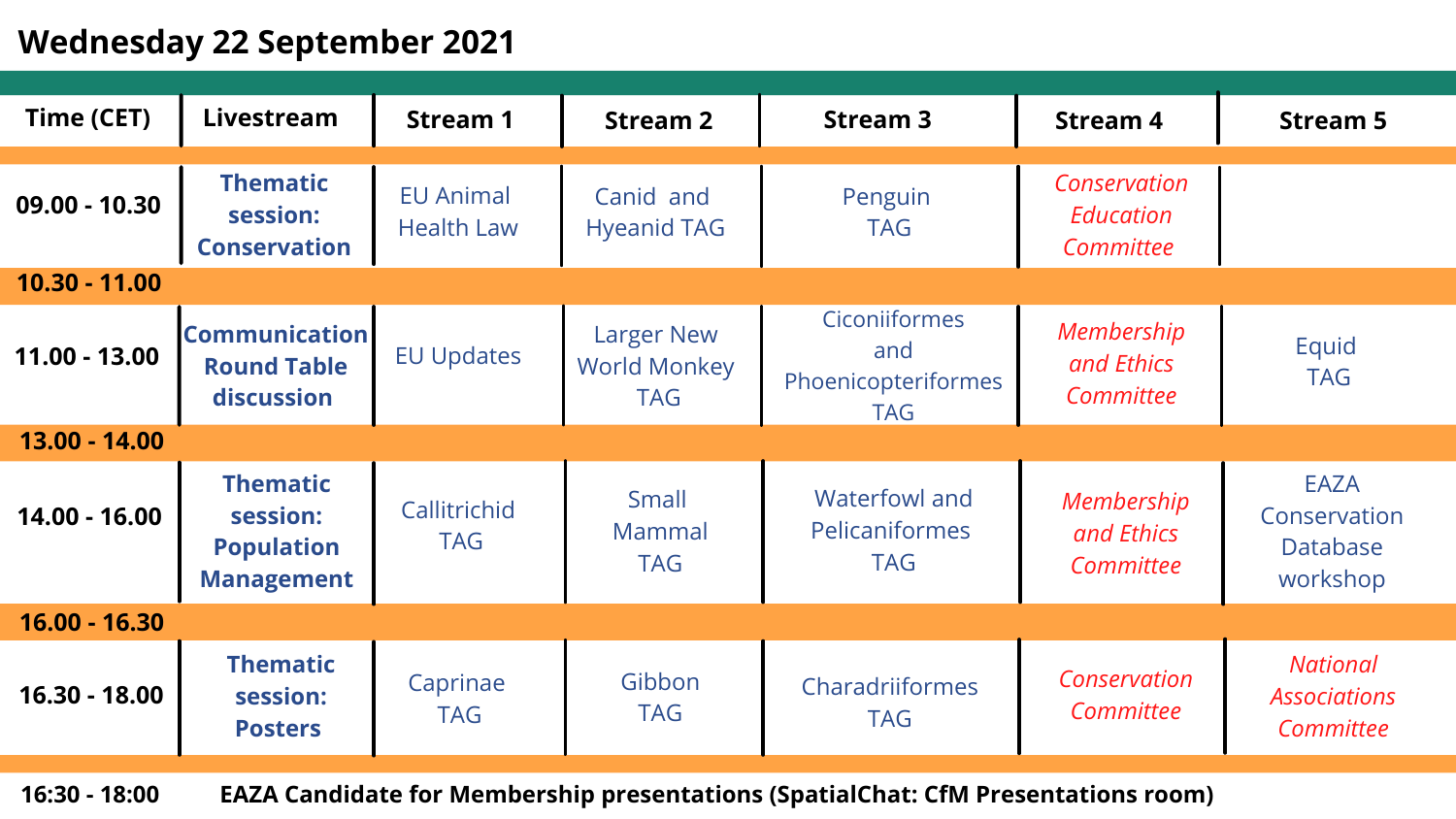# Wednesday 22 September 2021

| Time (CET) | Livestream | Stream 1 | Stream 2 | Stream 3 | Stream 4 | Stream 5 |
|---|---|---|---|---|---|---|
| 09.00 - 10.30 | **Thematic session: Conservation** | EU Animal Health Law | Canid and Hyeanid TAG | Penguin TAG | *Conservation Education Committee* | |
| **10.30 - 11.00** | | | | | | |
| 11.00 - 13.00 | **Communication Round Table discussion** | EU Updates | Larger New World Monkey TAG | Ciconiiformes and Phoenicopteriformes TAG | *Membership and Ethics Committee* | Equid TAG |
| **13.00 - 14.00** | | | | | | |
| 14.00 - 16.00 | **Thematic session: Population Management** | Callitrichid TAG | Small Mammal TAG | Waterfowl and Pelicaniformes TAG | *Membership and Ethics Committee* | EAZA Conservation Database workshop |
| **16.00 - 16.30** | | | | | | |
| 16.30 - 18.00 | **Thematic session: Posters** | Caprinae TAG | Gibbon TAG | Charadriiformes TAG | *Conservation Committee* | *National Associations Committee* |

**16:30 - 18:00** **EAZA Candidate for Membership presentations (SpatialChat: CfM Presentations room)**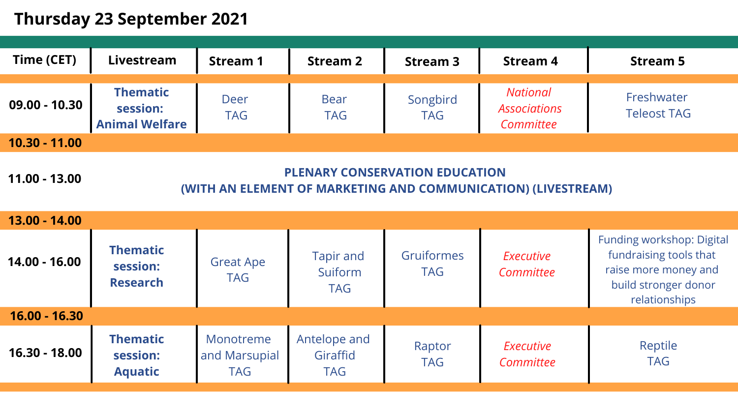# Thursday 23 September 2021

| Time (CET) | Livestream | Stream 1 | Stream 2 | Stream 3 | Stream 4 | Stream 5 |
|---|---|---|---|---|---|---|
| 09.00 - 10.30 | **Thematic session: Animal Welfare** | Deer TAG | Bear TAG | Songbird TAG | *National Associations Committee* | Freshwater Teleost TAG |
| **10.30 - 11.00** | | | | | | |
| 11.00 - 13.00 | **PLENARY CONSERVATION EDUCATION (WITH AN ELEMENT OF MARKETING AND COMMUNICATION) (LIVESTREAM)** | | | | | |
| **13.00 - 14.00** | | | | | | |
| 14.00 - 16.00 | **Thematic session: Research** | Great Ape TAG | Tapir and Suiform TAG | Gruiformes TAG | *Executive Committee* | Funding workshop: Digital fundraising tools that raise more money and build stronger donor relationships |
| **16.00 - 16.30** | | | | | | |
| 16.30 - 18.00 | **Thematic session: Aquatic** | Monotreme and Marsupial TAG | Antelope and Giraffid TAG | Raptor TAG | *Executive Committee* | Reptile TAG |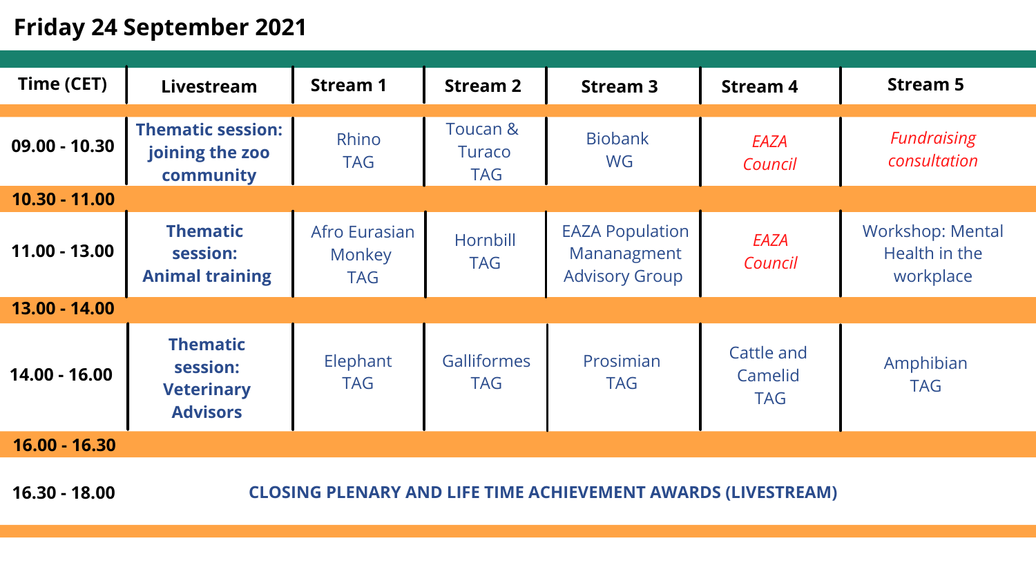# Friday 24 September 2021

| Time (CET) | Livestream | Stream 1 | Stream 2 | Stream 3 | Stream 4 | Stream 5 |
|---|---|---|---|---|---|---|
| **09.00 - 10.30** | **Thematic session: joining the zoo community** | Rhino TAG | Toucan & Turaco TAG | Biobank WG | *EAZA Council* | *Fundraising consultation* |
| **10.30 - 11.00** | | | | | | |
| **11.00 - 13.00** | **Thematic session: Animal training** | Afro Eurasian Monkey TAG | Hornbill TAG | EAZA Population Manangment Advisory Group | *EAZA Council* | Workshop: Mental Health in the workplace |
| **13.00 - 14.00** | | | | | | |
| **14.00 - 16.00** | **Thematic session: Veterinary Advisors** | Elephant TAG | Galliformes TAG | Prosimian TAG | Cattle and Camelid TAG | Amphibian TAG |
| **16.00 - 16.30** | | | | | | |
| **16.30 - 18.00** | **CLOSING PLENARY AND LIFE TIME ACHIEVEMENT AWARDS (LIVESTREAM)** | | | | | |